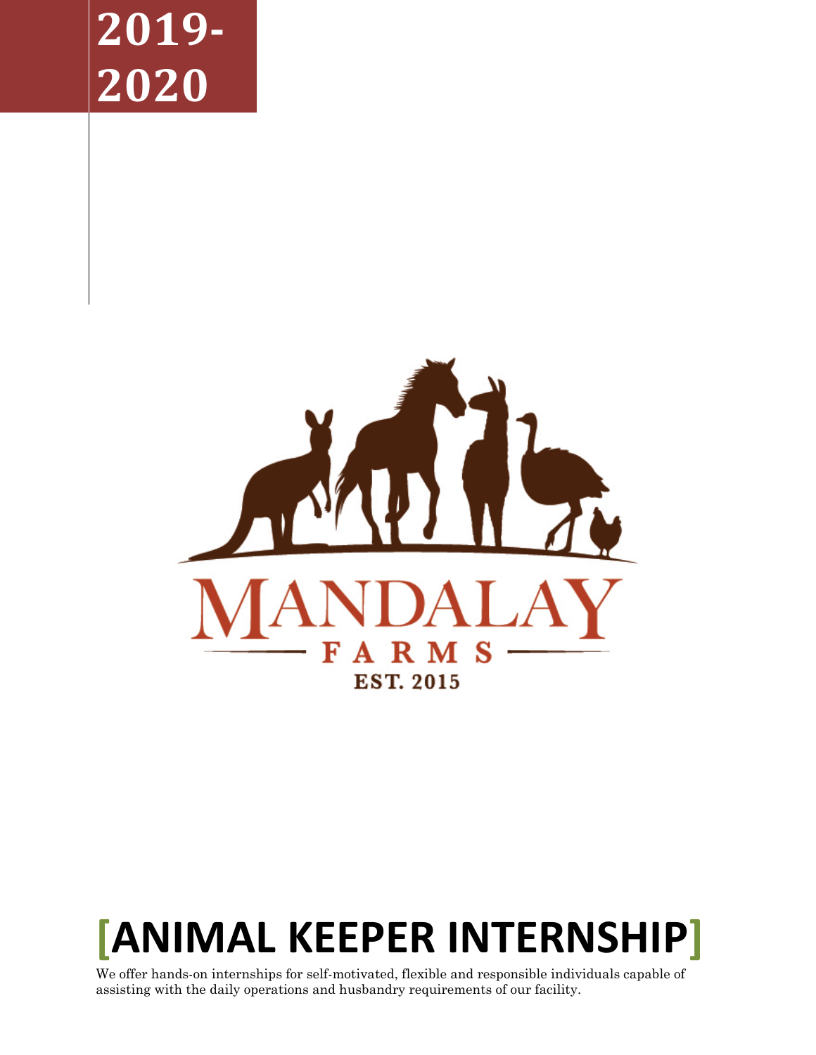# 2019-2020

MANDALAY

FARMS

EST. 2015

# [ANIMAL KEEPER INTERNSHIP]

We offer hands-on internships for self-motivated, flexible and responsible individuals capable of assisting with the daily operations and husbandry requirements of our facility.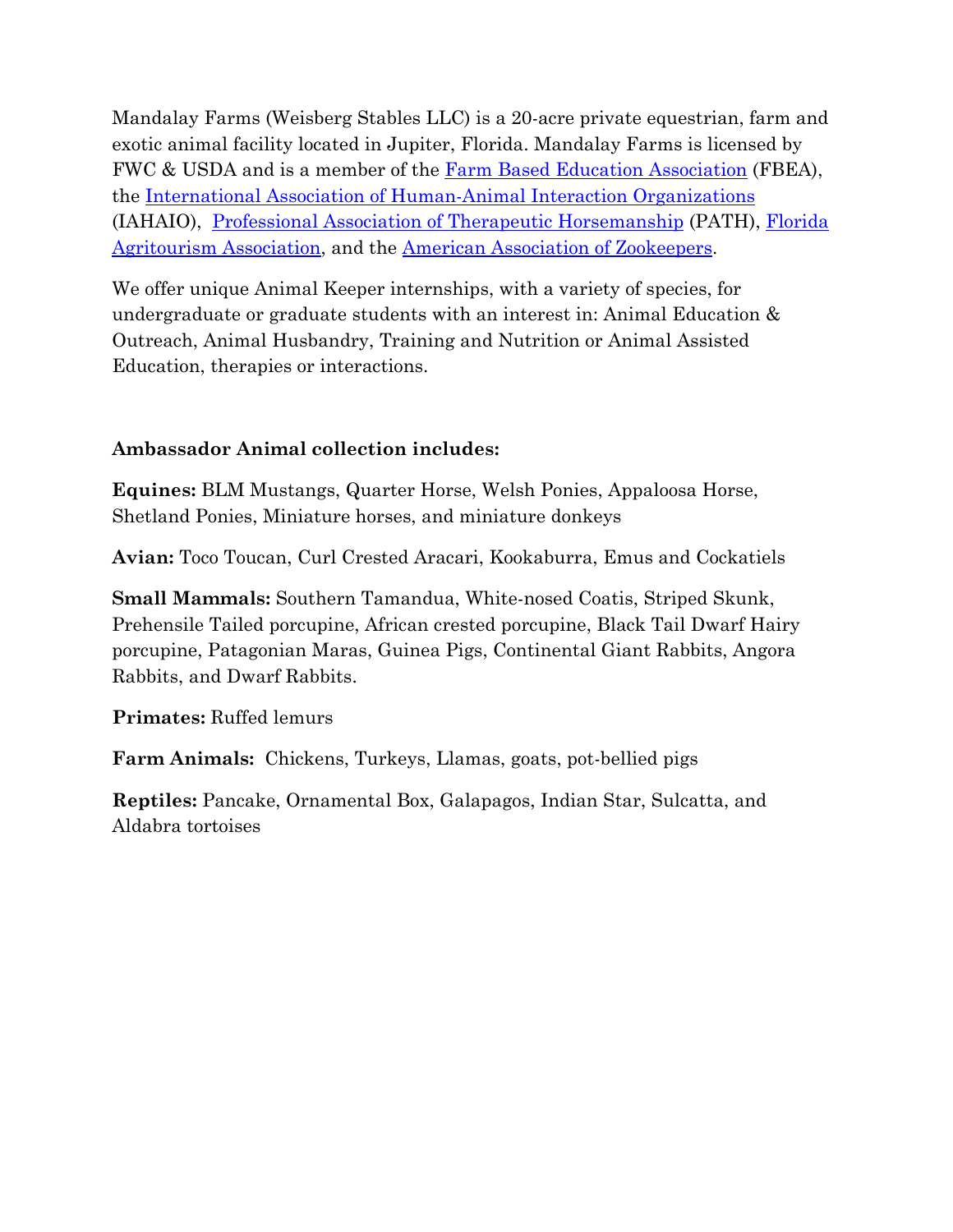Mandalay Farms (Weisberg Stables LLC) is a 20-acre private equestrian, farm and exotic animal facility located in Jupiter, Florida. Mandalay Farms is licensed by FWC & USDA and is a member of the Farm Based Education Association (FBEA), the International Association of Human-Animal Interaction Organizations (IAHAIO), Professional Association of Therapeutic Horsemanship (PATH), Florida Agritourism Association, and the American Association of Zookeepers.

We offer unique Animal Keeper internships, with a variety of species, for undergraduate or graduate students with an interest in: Animal Education & Outreach, Animal Husbandry, Training and Nutrition or Animal Assisted Education, therapies or interactions.

**Ambassador Animal collection includes:**

**Equines:** BLM Mustangs, Quarter Horse, Welsh Ponies, Appaloosa Horse, Shetland Ponies, Miniature horses, and miniature donkeys

**Avian:** Toco Toucan, Curl Crested Aracari, Kookaburra, Emus and Cockatiels

**Small Mammals:** Southern Tamandua, White-nosed Coatis, Striped Skunk, Prehensile Tailed porcupine, African crested porcupine, Black Tail Dwarf Hairy porcupine, Patagonian Maras, Guinea Pigs, Continental Giant Rabbits, Angora Rabbits, and Dwarf Rabbits.

**Primates:** Ruffed lemurs

**Farm Animals:** Chickens, Turkeys, Llamas, goats, pot-bellied pigs

**Reptiles:** Pancake, Ornamental Box, Galapagos, Indian Star, Sulcatta, and Aldabra tortoises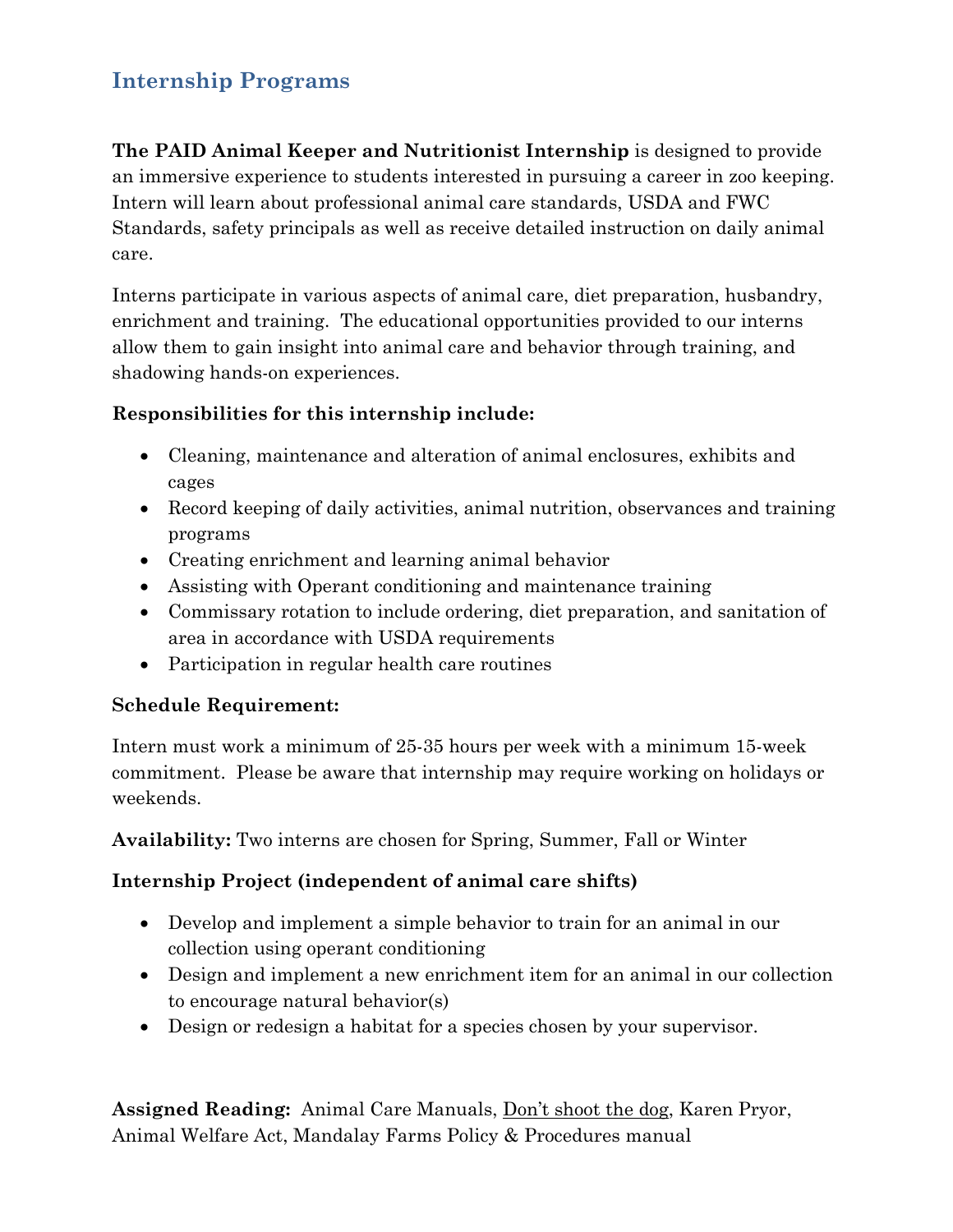## Internship Programs

**The PAID Animal Keeper and Nutritionist Internship** is designed to provide an immersive experience to students interested in pursuing a career in zoo keeping. Intern will learn about professional animal care standards, USDA and FWC Standards, safety principals as well as receive detailed instruction on daily animal care.

Interns participate in various aspects of animal care, diet preparation, husbandry, enrichment and training. The educational opportunities provided to our interns allow them to gain insight into animal care and behavior through training, and shadowing hands-on experiences.

**Responsibilities for this internship include:**

- Cleaning, maintenance and alteration of animal enclosures, exhibits and cages
- Record keeping of daily activities, animal nutrition, observances and training programs
- Creating enrichment and learning animal behavior
- Assisting with Operant conditioning and maintenance training
- Commissary rotation to include ordering, diet preparation, and sanitation of area in accordance with USDA requirements
- Participation in regular health care routines

**Schedule Requirement:**

Intern must work a minimum of 25-35 hours per week with a minimum 15-week commitment. Please be aware that internship may require working on holidays or weekends.

**Availability:** Two interns are chosen for Spring, Summer, Fall or Winter

**Internship Project (independent of animal care shifts)**

- Develop and implement a simple behavior to train for an animal in our collection using operant conditioning
- Design and implement a new enrichment item for an animal in our collection to encourage natural behavior(s)
- Design or redesign a habitat for a species chosen by your supervisor.

**Assigned Reading:** Animal Care Manuals, Don't shoot the dog, Karen Pryor, Animal Welfare Act, Mandalay Farms Policy & Procedures manual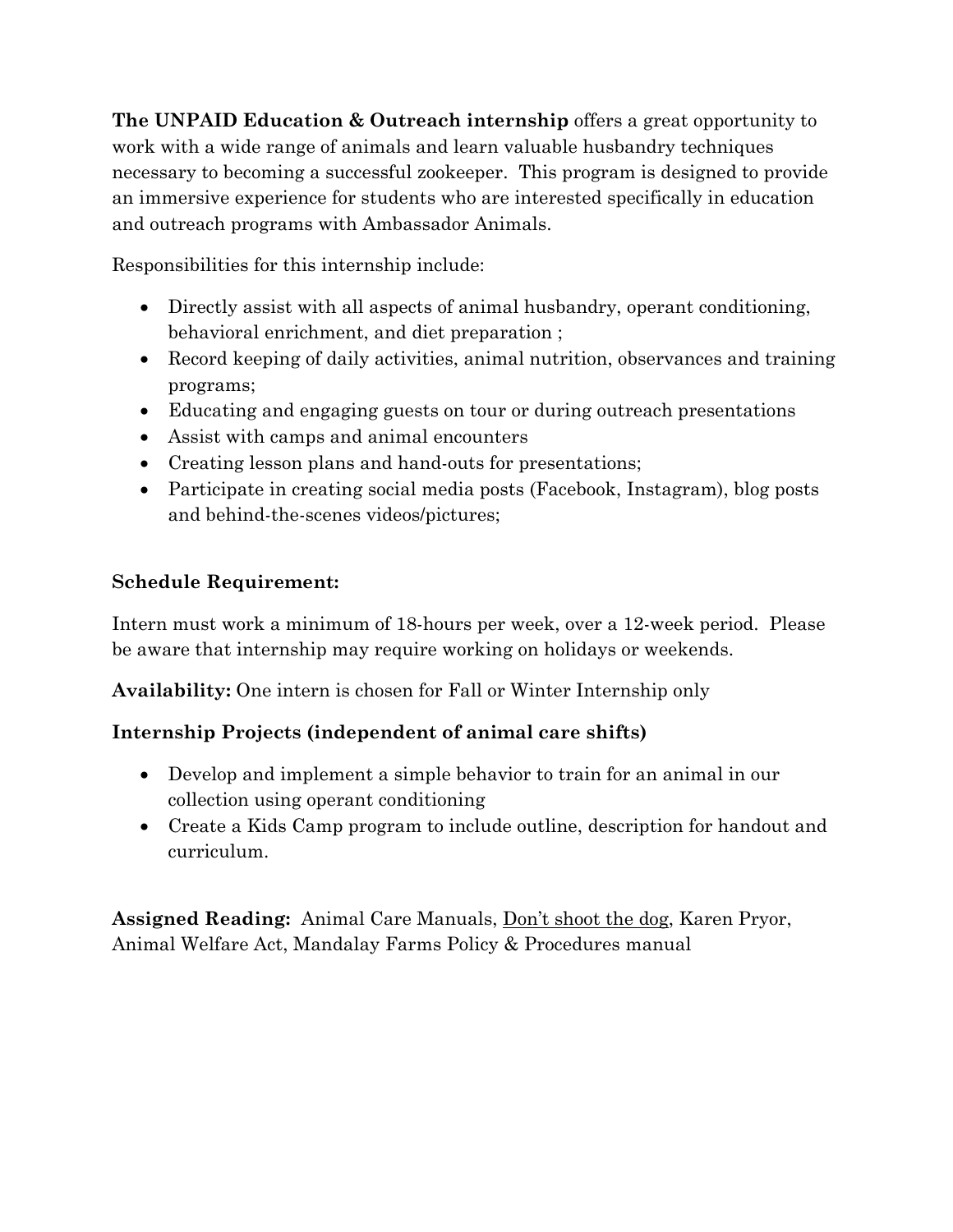**The UNPAID Education & Outreach internship** offers a great opportunity to work with a wide range of animals and learn valuable husbandry techniques necessary to becoming a successful zookeeper. This program is designed to provide an immersive experience for students who are interested specifically in education and outreach programs with Ambassador Animals.

Responsibilities for this internship include:

- Directly assist with all aspects of animal husbandry, operant conditioning, behavioral enrichment, and diet preparation ;
- Record keeping of daily activities, animal nutrition, observances and training programs;
- Educating and engaging guests on tour or during outreach presentations
- Assist with camps and animal encounters
- Creating lesson plans and hand-outs for presentations;
- Participate in creating social media posts (Facebook, Instagram), blog posts and behind-the-scenes videos/pictures;

**Schedule Requirement:**

Intern must work a minimum of 18-hours per week, over a 12-week period. Please be aware that internship may require working on holidays or weekends.

**Availability:** One intern is chosen for Fall or Winter Internship only

**Internship Projects (independent of animal care shifts)**

- Develop and implement a simple behavior to train for an animal in our collection using operant conditioning
- Create a Kids Camp program to include outline, description for handout and curriculum.

**Assigned Reading:** Animal Care Manuals, <u>Don't shoot the dog</u>, Karen Pryor, Animal Welfare Act, Mandalay Farms Policy & Procedures manual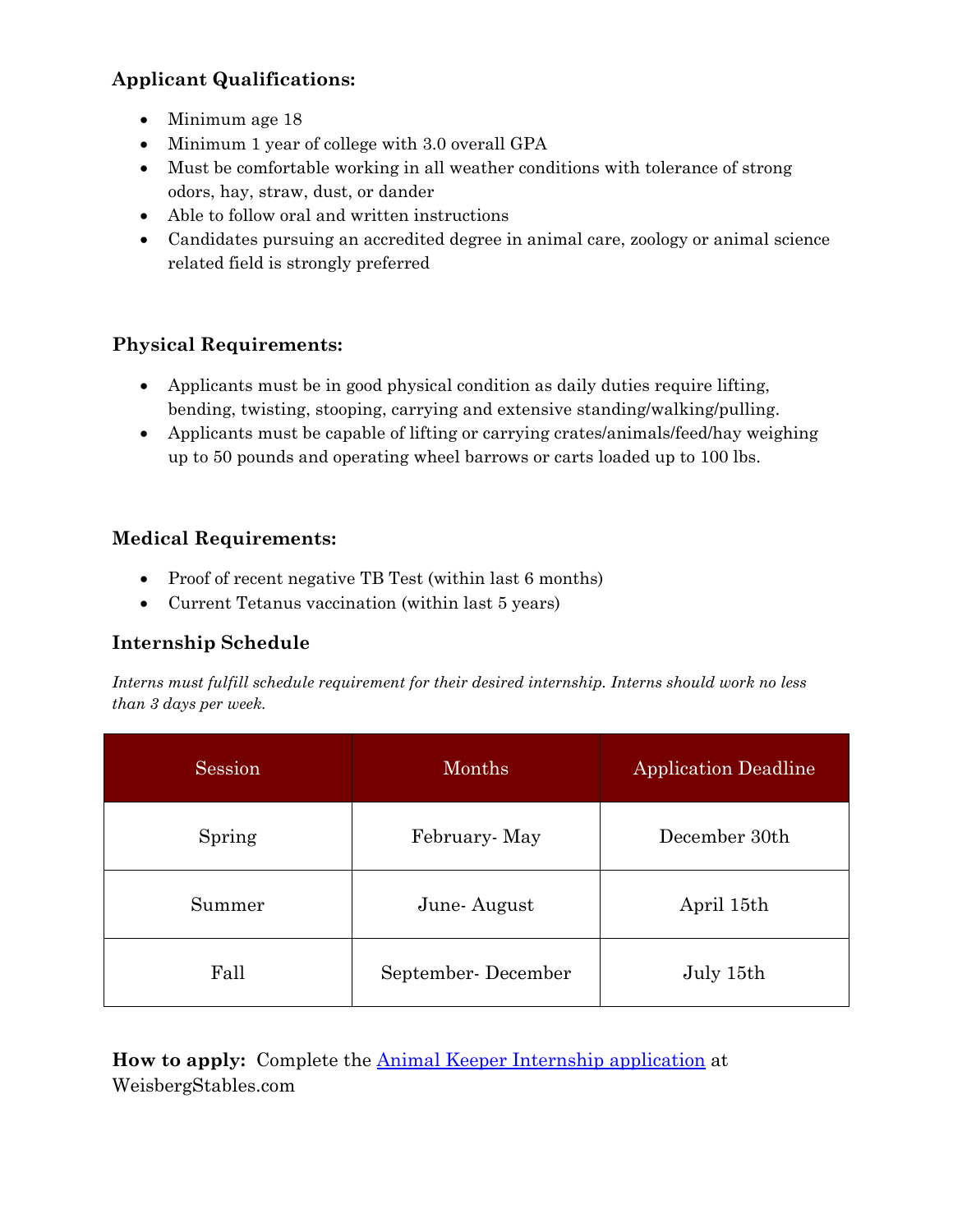### **Applicant Qualifications:**

- Minimum age 18
- Minimum 1 year of college with 3.0 overall GPA
- Must be comfortable working in all weather conditions with tolerance of strong odors, hay, straw, dust, or dander
- Able to follow oral and written instructions
- Candidates pursuing an accredited degree in animal care, zoology or animal science related field is strongly preferred

### **Physical Requirements:**

- Applicants must be in good physical condition as daily duties require lifting, bending, twisting, stooping, carrying and extensive standing/walking/pulling.
- Applicants must be capable of lifting or carrying crates/animals/feed/hay weighing up to 50 pounds and operating wheel barrows or carts loaded up to 100 lbs.

### **Medical Requirements:**

- Proof of recent negative TB Test (within last 6 months)
- Current Tetanus vaccination (within last 5 years)

### **Internship Schedule**

*Interns must fulfill schedule requirement for their desired internship. Interns should work no less than 3 days per week.*

| Session | Months | Application Deadline |
| --- | --- | --- |
| Spring | February- May | December 30th |
| Summer | June- August | April 15th |
| Fall | September- December | July 15th |

**How to apply:** Complete the [Animal Keeper Internship application](#) at WeisbergStables.com